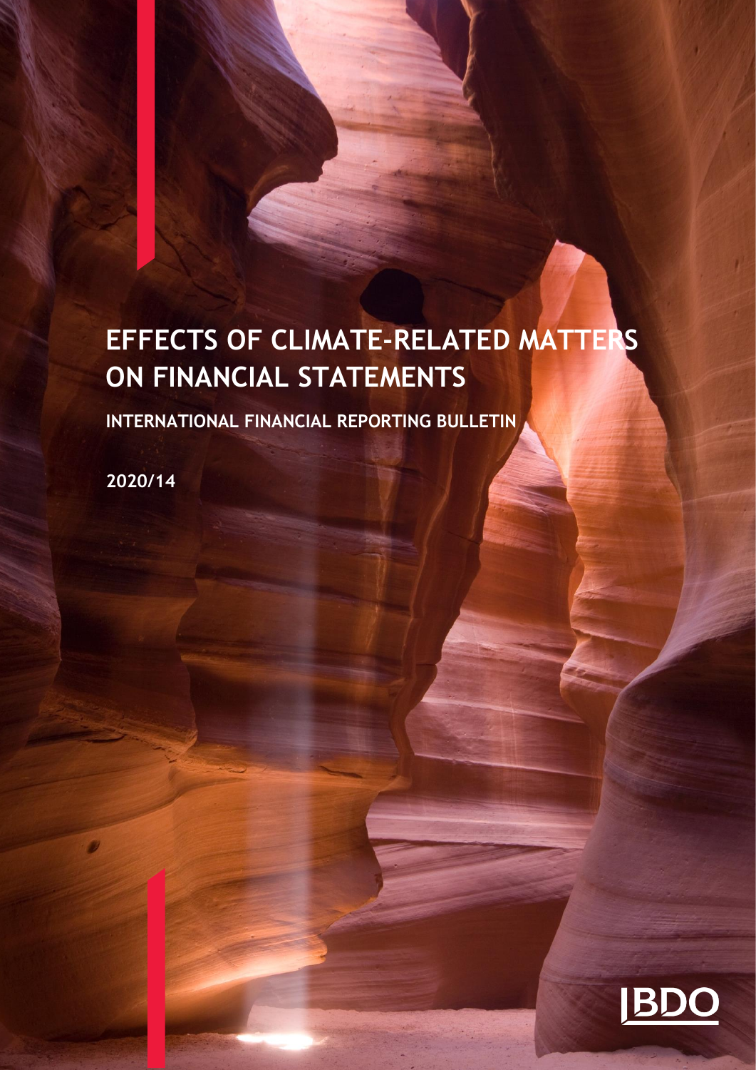# EFFECTS OF CLIMATE-RELATED MATTERS ON FINANCIAL STATEMENTS

## INTERNATIONAL FINANCIAL REPORTING BULLETIN

2020/14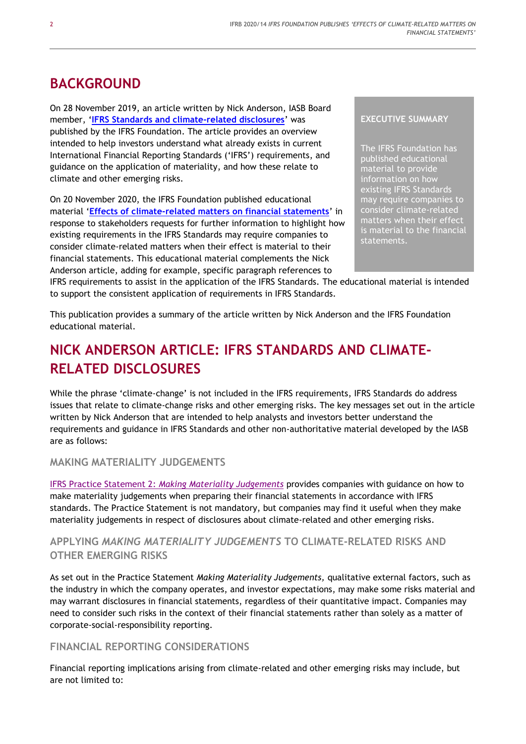## BACKGROUND

On 28 November 2019, an article written by Nick Anderson, IASB Board member, '**IFRS Standards and climate-related disclosures**' was published by the IFRS Foundation. The article provides an overview intended to help investors understand what already exists in current International Financial Reporting Standards ('IFRS') requirements, and guidance on the application of materiality, and how these relate to climate and other emerging risks.

On 20 November 2020, the IFRS Foundation published educational material '**Effects of climate-related matters on financial statements**' in response to stakeholders requests for further information to highlight how existing requirements in the IFRS Standards may require companies to consider climate-related matters when their effect is material to their financial statements. This educational material complements the Nick Anderson article, adding for example, specific paragraph references to IFRS requirements to assist in the application of the IFRS Standards. The educational material is intended to support the consistent application of requirements in IFRS Standards.

This publication provides a summary of the article written by Nick Anderson and the IFRS Foundation educational material.

**EXECUTIVE SUMMARY**

The IFRS Foundation has published educational material to provide information on how existing IFRS Standards may require companies to consider climate-related matters when their effect is material to the financial statements.

## NICK ANDERSON ARTICLE: IFRS STANDARDS AND CLIMATE-RELATED DISCLOSURES

While the phrase 'climate-change' is not included in the IFRS requirements, IFRS Standards do address issues that relate to climate-change risks and other emerging risks. The key messages set out in the article written by Nick Anderson that are intended to help analysts and investors better understand the requirements and guidance in IFRS Standards and other non-authoritative material developed by the IASB are as follows:

### MAKING MATERIALITY JUDGEMENTS

IFRS Practice Statement 2: *Making Materiality Judgements* provides companies with guidance on how to make materiality judgements when preparing their financial statements in accordance with IFRS standards. The Practice Statement is not mandatory, but companies may find it useful when they make materiality judgements in respect of disclosures about climate-related and other emerging risks.

### APPLYING *MAKING MATERIALITY JUDGEMENTS* TO CLIMATE-RELATED RISKS AND OTHER EMERGING RISKS

As set out in the Practice Statement *Making Materiality Judgements,* qualitative external factors, such as the industry in which the company operates, and investor expectations, may make some risks material and may warrant disclosures in financial statements, regardless of their quantitative impact. Companies may need to consider such risks in the context of their financial statements rather than solely as a matter of corporate-social-responsibility reporting.

### FINANCIAL REPORTING CONSIDERATIONS

Financial reporting implications arising from climate-related and other emerging risks may include, but are not limited to: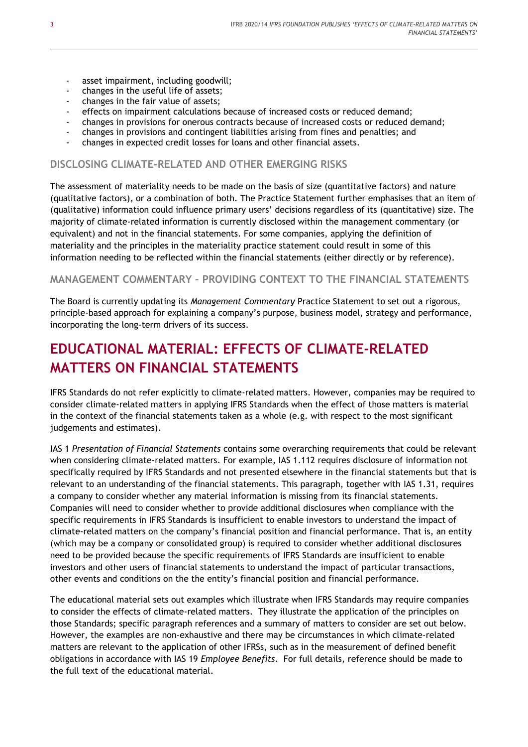- asset impairment, including goodwill;
- changes in the useful life of assets;
- changes in the fair value of assets;
- effects on impairment calculations because of increased costs or reduced demand;
- changes in provisions for onerous contracts because of increased costs or reduced demand;
- changes in provisions and contingent liabilities arising from fines and penalties; and
- changes in expected credit losses for loans and other financial assets.

### DISCLOSING CLIMATE-RELATED AND OTHER EMERGING RISKS

The assessment of materiality needs to be made on the basis of size (quantitative factors) and nature (qualitative factors), or a combination of both. The Practice Statement further emphasises that an item of (qualitative) information could influence primary users' decisions regardless of its (quantitative) size. The majority of climate-related information is currently disclosed within the management commentary (or equivalent) and not in the financial statements. For some companies, applying the definition of materiality and the principles in the materiality practice statement could result in some of this information needing to be reflected within the financial statements (either directly or by reference).

### MANAGEMENT COMMENTARY – PROVIDING CONTEXT TO THE FINANCIAL STATEMENTS

The Board is currently updating its *Management Commentary* Practice Statement to set out a rigorous, principle-based approach for explaining a company's purpose, business model, strategy and performance, incorporating the long-term drivers of its success.

## EDUCATIONAL MATERIAL: EFFECTS OF CLIMATE-RELATED MATTERS ON FINANCIAL STATEMENTS

IFRS Standards do not refer explicitly to climate-related matters. However, companies may be required to consider climate-related matters in applying IFRS Standards when the effect of those matters is material in the context of the financial statements taken as a whole (e.g. with respect to the most significant judgements and estimates).

IAS 1 *Presentation of Financial Statements* contains some overarching requirements that could be relevant when considering climate-related matters. For example, IAS 1.112 requires disclosure of information not specifically required by IFRS Standards and not presented elsewhere in the financial statements but that is relevant to an understanding of the financial statements. This paragraph, together with IAS 1.31, requires a company to consider whether any material information is missing from its financial statements. Companies will need to consider whether to provide additional disclosures when compliance with the specific requirements in IFRS Standards is insufficient to enable investors to understand the impact of climate-related matters on the company's financial position and financial performance. That is, an entity (which may be a company or consolidated group) is required to consider whether additional disclosures need to be provided because the specific requirements of IFRS Standards are insufficient to enable investors and other users of financial statements to understand the impact of particular transactions, other events and conditions on the the entity's financial position and financial performance.

The educational material sets out examples which illustrate when IFRS Standards may require companies to consider the effects of climate-related matters. They illustrate the application of the principles on those Standards; specific paragraph references and a summary of matters to consider are set out below. However, the examples are non-exhaustive and there may be circumstances in which climate-related matters are relevant to the application of other IFRSs, such as in the measurement of defined benefit obligations in accordance with IAS 19 *Employee Benefits*. For full details, reference should be made to the full text of the educational material.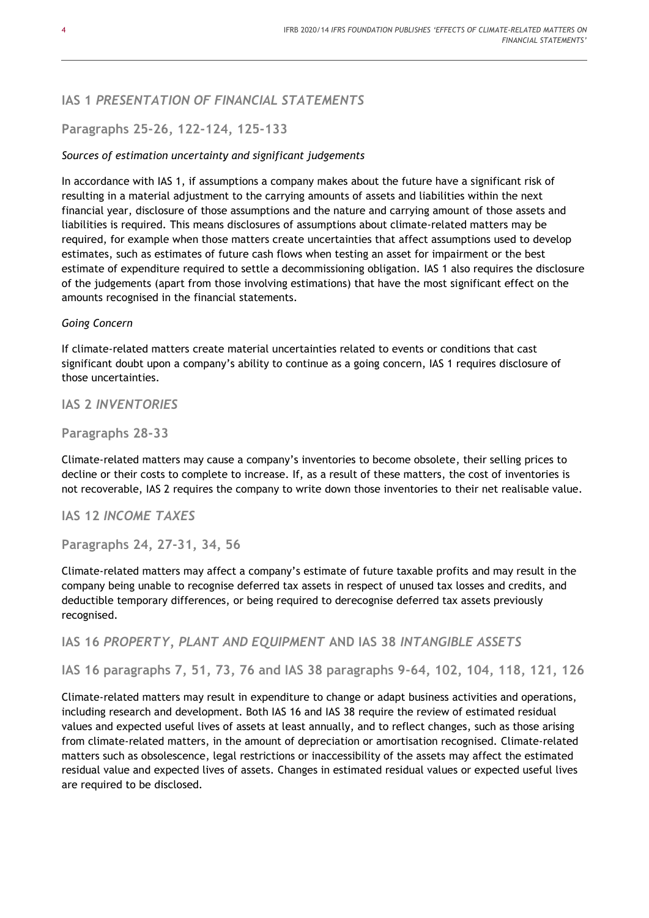## IAS 1 *PRESENTATION OF FINANCIAL STATEMENTS*

### Paragraphs 25-26, 122-124, 125-133

*Sources of estimation uncertainty and significant judgements*

In accordance with IAS 1, if assumptions a company makes about the future have a significant risk of resulting in a material adjustment to the carrying amounts of assets and liabilities within the next financial year, disclosure of those assumptions and the nature and carrying amount of those assets and liabilities is required. This means disclosures of assumptions about climate-related matters may be required, for example when those matters create uncertainties that affect assumptions used to develop estimates, such as estimates of future cash flows when testing an asset for impairment or the best estimate of expenditure required to settle a decommissioning obligation. IAS 1 also requires the disclosure of the judgements (apart from those involving estimations) that have the most significant effect on the amounts recognised in the financial statements.

*Going Concern*

If climate-related matters create material uncertainties related to events or conditions that cast significant doubt upon a company's ability to continue as a going concern, IAS 1 requires disclosure of those uncertainties.

## IAS 2 *INVENTORIES*

### Paragraphs 28-33

Climate-related matters may cause a company's inventories to become obsolete, their selling prices to decline or their costs to complete to increase. If, as a result of these matters, the cost of inventories is not recoverable, IAS 2 requires the company to write down those inventories to their net realisable value.

## IAS 12 *INCOME TAXES*

### Paragraphs 24, 27-31, 34, 56

Climate-related matters may affect a company's estimate of future taxable profits and may result in the company being unable to recognise deferred tax assets in respect of unused tax losses and credits, and deductible temporary differences, or being required to derecognise deferred tax assets previously recognised.

## IAS 16 *PROPERTY, PLANT AND EQUIPMENT* AND IAS 38 *INTANGIBLE ASSETS*

### IAS 16 paragraphs 7, 51, 73, 76 and IAS 38 paragraphs 9-64, 102, 104, 118, 121, 126

Climate-related matters may result in expenditure to change or adapt business activities and operations, including research and development. Both IAS 16 and IAS 38 require the review of estimated residual values and expected useful lives of assets at least annually, and to reflect changes, such as those arising from climate-related matters, in the amount of depreciation or amortisation recognised. Climate-related matters such as obsolescence, legal restrictions or inaccessibility of the assets may affect the estimated residual value and expected lives of assets. Changes in estimated residual values or expected useful lives are required to be disclosed.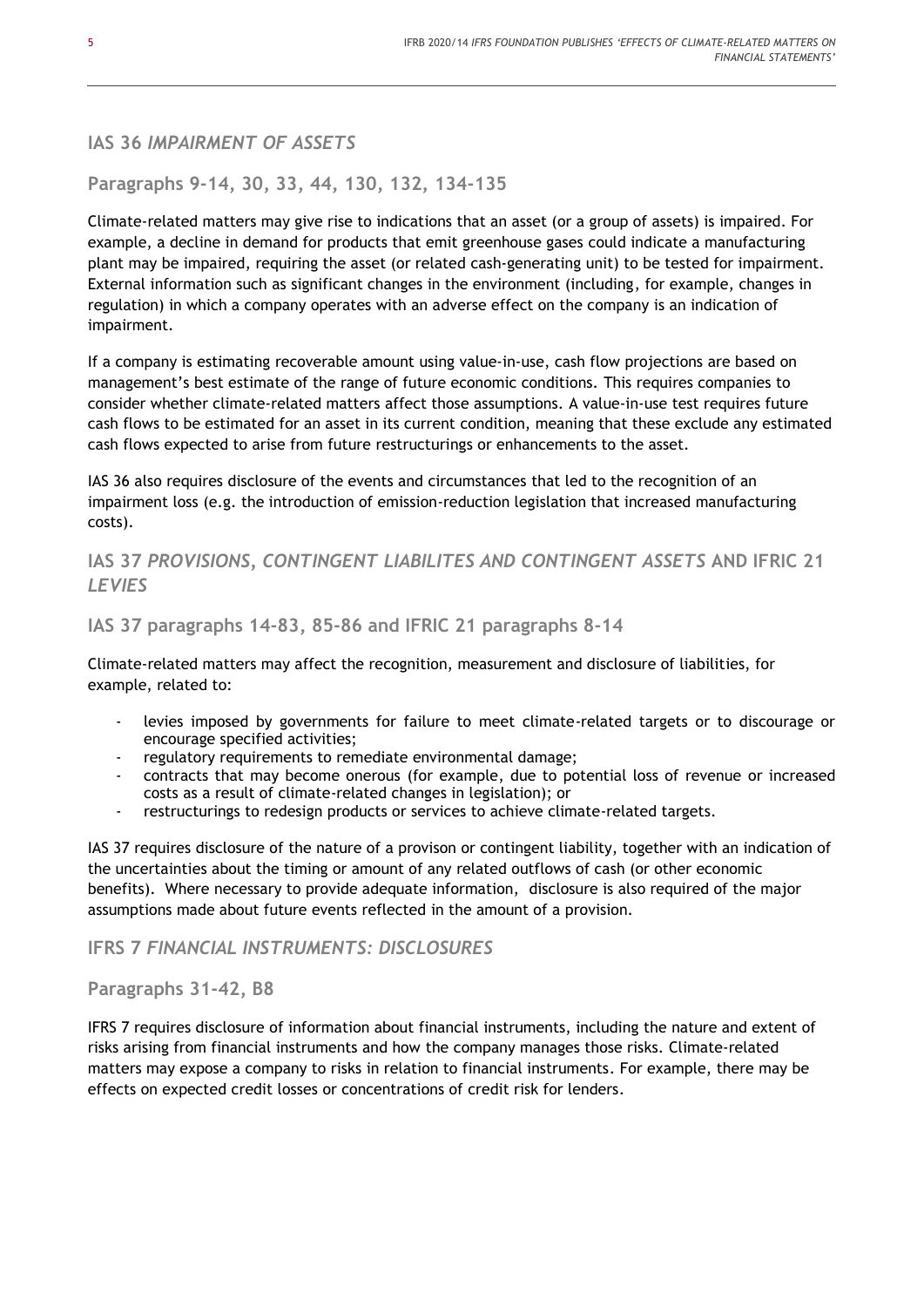## IAS 36 *IMPAIRMENT OF ASSETS*

### Paragraphs 9-14, 30, 33, 44, 130, 132, 134-135

Climate-related matters may give rise to indications that an asset (or a group of assets) is impaired. For example, a decline in demand for products that emit greenhouse gases could indicate a manufacturing plant may be impaired, requiring the asset (or related cash-generating unit) to be tested for impairment. External information such as significant changes in the environment (including, for example, changes in regulation) in which a company operates with an adverse effect on the company is an indication of impairment.

If a company is estimating recoverable amount using value-in-use, cash flow projections are based on management's best estimate of the range of future economic conditions. This requires companies to consider whether climate-related matters affect those assumptions. A value-in-use test requires future cash flows to be estimated for an asset in its current condition, meaning that these exclude any estimated cash flows expected to arise from future restructurings or enhancements to the asset.

IAS 36 also requires disclosure of the events and circumstances that led to the recognition of an impairment loss (e.g. the introduction of emission-reduction legislation that increased manufacturing costs).

## IAS 37 *PROVISIONS, CONTINGENT LIABILITES AND CONTINGENT ASSETS* AND IFRIC 21 *LEVIES*

### IAS 37 paragraphs 14-83, 85-86 and IFRIC 21 paragraphs 8-14

Climate-related matters may affect the recognition, measurement and disclosure of liabilities, for example, related to:

- levies imposed by governments for failure to meet climate-related targets or to discourage or encourage specified activities;
- regulatory requirements to remediate environmental damage;
- contracts that may become onerous (for example, due to potential loss of revenue or increased costs as a result of climate-related changes in legislation); or
- restructurings to redesign products or services to achieve climate-related targets.

IAS 37 requires disclosure of the nature of a provison or contingent liability, together with an indication of the uncertainties about the timing or amount of any related outflows of cash (or other economic benefits). Where necessary to provide adequate information, disclosure is also required of the major assumptions made about future events reflected in the amount of a provision.

## IFRS 7 *FINANCIAL INSTRUMENTS: DISCLOSURES*

### Paragraphs 31-42, B8

IFRS 7 requires disclosure of information about financial instruments, including the nature and extent of risks arising from financial instruments and how the company manages those risks. Climate-related matters may expose a company to risks in relation to financial instruments. For example, there may be effects on expected credit losses or concentrations of credit risk for lenders.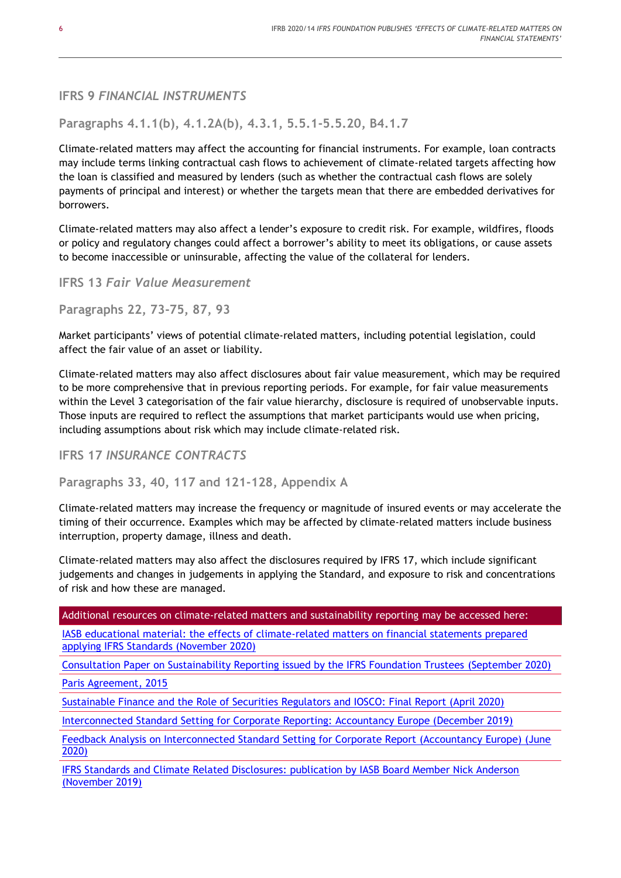## IFRS 9 *FINANCIAL INSTRUMENTS*

### Paragraphs 4.1.1(b), 4.1.2A(b), 4.3.1, 5.5.1-5.5.20, B4.1.7

Climate-related matters may affect the accounting for financial instruments. For example, loan contracts may include terms linking contractual cash flows to achievement of climate-related targets affecting how the loan is classified and measured by lenders (such as whether the contractual cash flows are solely payments of principal and interest) or whether the targets mean that there are embedded derivatives for borrowers.

Climate-related matters may also affect a lender's exposure to credit risk. For example, wildfires, floods or policy and regulatory changes could affect a borrower's ability to meet its obligations, or cause assets to become inaccessible or uninsurable, affecting the value of the collateral for lenders.

## IFRS 13 *Fair Value Measurement*

### Paragraphs 22, 73-75, 87, 93

Market participants' views of potential climate-related matters, including potential legislation, could affect the fair value of an asset or liability.

Climate-related matters may also affect disclosures about fair value measurement, which may be required to be more comprehensive that in previous reporting periods. For example, for fair value measurements within the Level 3 categorisation of the fair value hierarchy, disclosure is required of unobservable inputs. Those inputs are required to reflect the assumptions that market participants would use when pricing, including assumptions about risk which may include climate-related risk.

## IFRS 17 *INSURANCE CONTRACTS*

### Paragraphs 33, 40, 117 and 121-128, Appendix A

Climate-related matters may increase the frequency or magnitude of insured events or may accelerate the timing of their occurrence. Examples which may be affected by climate-related matters include business interruption, property damage, illness and death.

Climate-related matters may also affect the disclosures required by IFRS 17, which include significant judgements and changes in judgements in applying the Standard, and exposure to risk and concentrations of risk and how these are managed.

| Additional resources on climate-related matters and sustainability reporting may be accessed here: |
| --- |
| IASB educational material: the effects of climate-related matters on financial statements prepared applying IFRS Standards (November 2020) |
| Consultation Paper on Sustainability Reporting issued by the IFRS Foundation Trustees (September 2020) |
| Paris Agreement, 2015 |
| Sustainable Finance and the Role of Securities Regulators and IOSCO: Final Report (April 2020) |
| Interconnected Standard Setting for Corporate Reporting: Accountancy Europe (December 2019) |
| Feedback Analysis on Interconnected Standard Setting for Corporate Report (Accountancy Europe) (June 2020) |
| IFRS Standards and Climate Related Disclosures: publication by IASB Board Member Nick Anderson (November 2019) |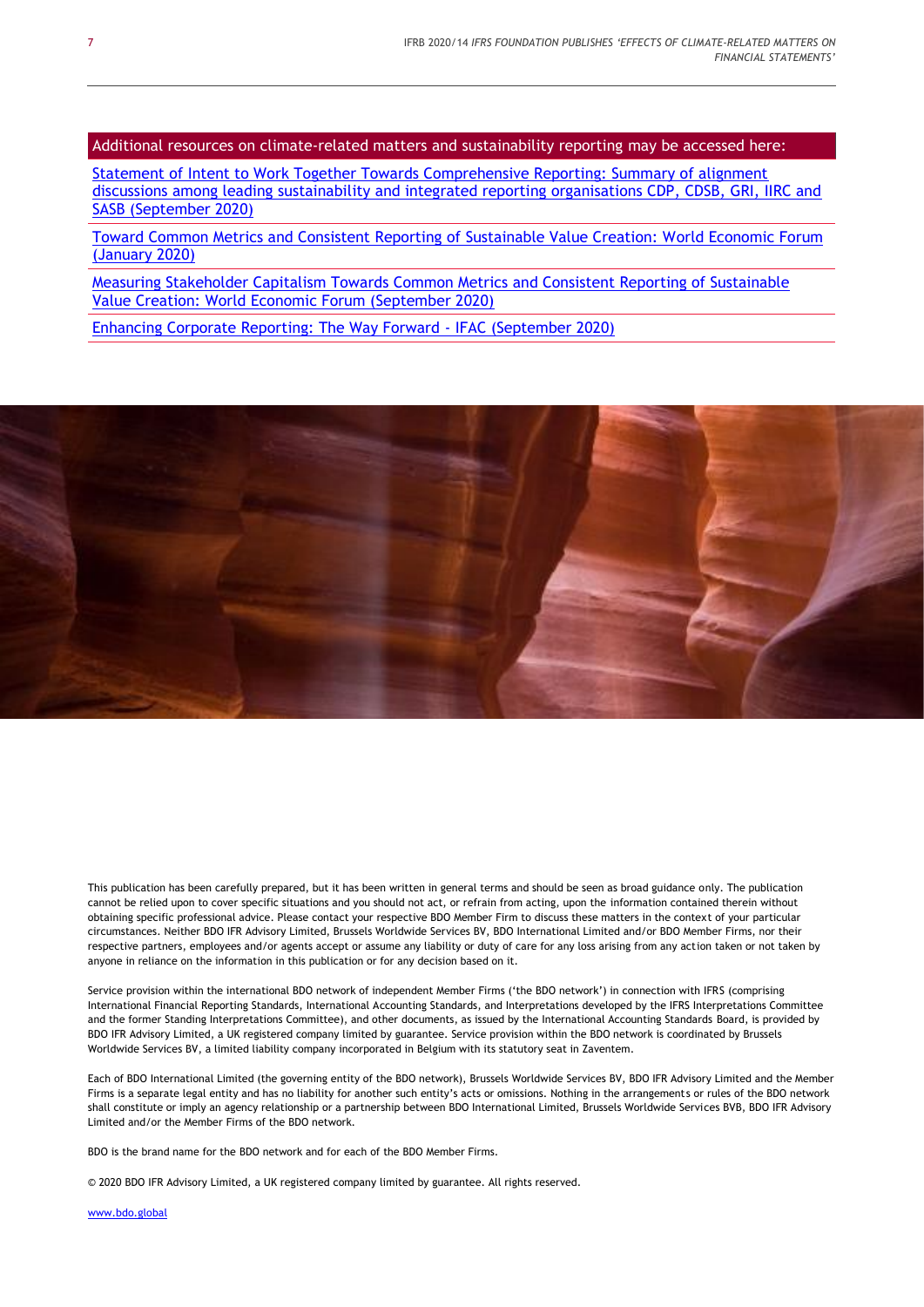**Additional resources on climate-related matters and sustainability reporting may be accessed here:**

[Statement of Intent to Work Together Towards Comprehensive Reporting: Summary of alignment discussions among leading sustainability and integrated reporting organisations CDP, CDSB, GRI, IIRC and SASB (September 2020)]

[Toward Common Metrics and Consistent Reporting of Sustainable Value Creation: World Economic Forum (January 2020)]

[Measuring Stakeholder Capitalism Towards Common Metrics and Consistent Reporting of Sustainable Value Creation: World Economic Forum (September 2020)]

[Enhancing Corporate Reporting: The Way Forward - IFAC (September 2020)]

This publication has been carefully prepared, but it has been written in general terms and should be seen as broad guidance only. The publication cannot be relied upon to cover specific situations and you should not act, or refrain from acting, upon the information contained therein without obtaining specific professional advice. Please contact your respective BDO Member Firm to discuss these matters in the context of your particular circumstances. Neither BDO IFR Advisory Limited, Brussels Worldwide Services BV, BDO International Limited and/or BDO Member Firms, nor their respective partners, employees and/or agents accept or assume any liability or duty of care for any loss arising from any action taken or not taken by anyone in reliance on the information in this publication or for any decision based on it.

Service provision within the international BDO network of independent Member Firms ('the BDO network') in connection with IFRS (comprising International Financial Reporting Standards, International Accounting Standards, and Interpretations developed by the IFRS Interpretations Committee and the former Standing Interpretations Committee), and other documents, as issued by the International Accounting Standards Board, is provided by BDO IFR Advisory Limited, a UK registered company limited by guarantee. Service provision within the BDO network is coordinated by Brussels Worldwide Services BV, a limited liability company incorporated in Belgium with its statutory seat in Zaventem.

Each of BDO International Limited (the governing entity of the BDO network), Brussels Worldwide Services BV, BDO IFR Advisory Limited and the Member Firms is a separate legal entity and has no liability for another such entity's acts or omissions. Nothing in the arrangements or rules of the BDO network shall constitute or imply an agency relationship or a partnership between BDO International Limited, Brussels Worldwide Services BVB, BDO IFR Advisory Limited and/or the Member Firms of the BDO network.

BDO is the brand name for the BDO network and for each of the BDO Member Firms.

© 2020 BDO IFR Advisory Limited, a UK registered company limited by guarantee. All rights reserved.

www.bdo.global